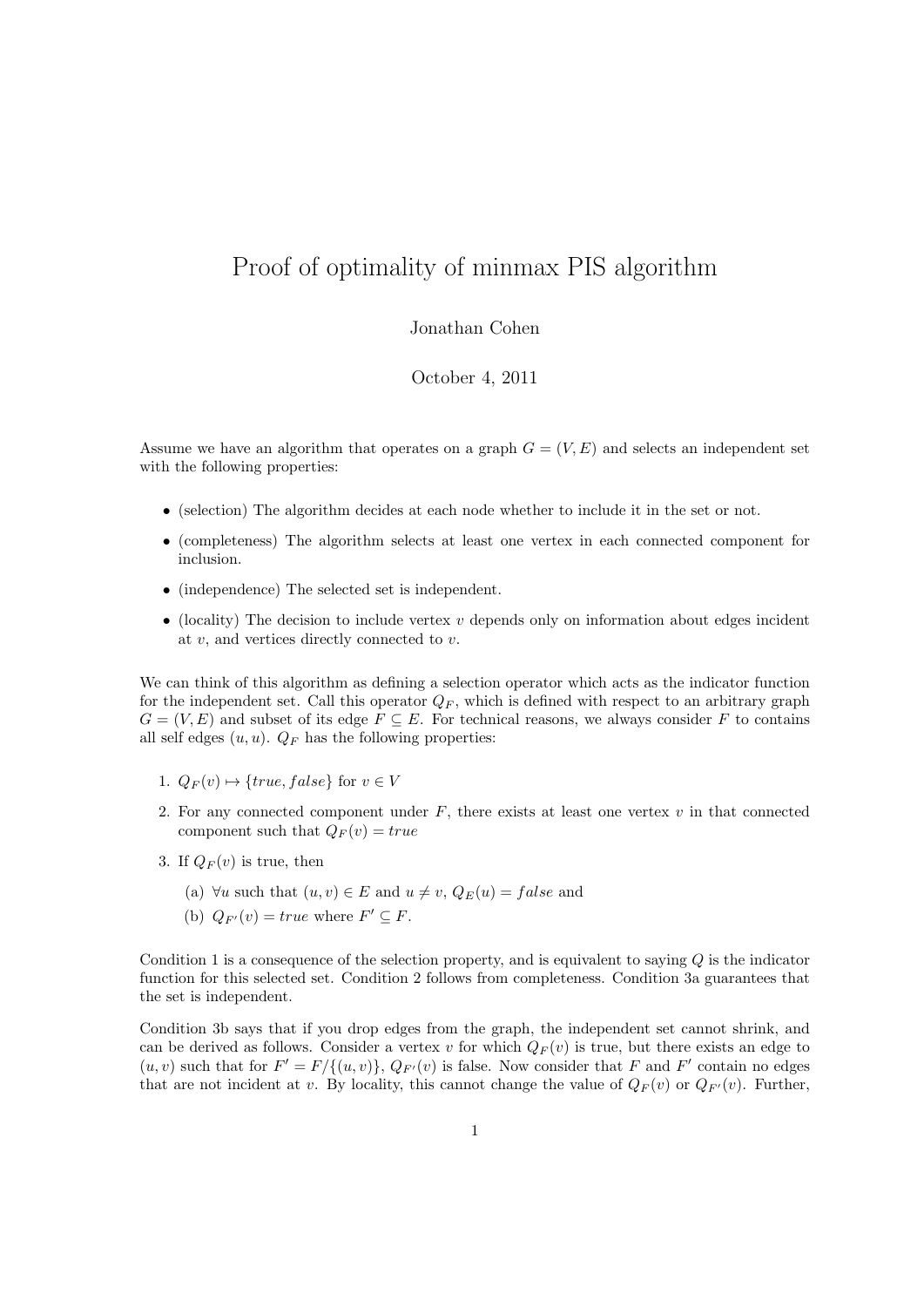# Proof of optimality of minmax PIS algorithm

Jonathan Cohen

October 4, 2011

Assume we have an algorithm that operates on a graph $G = (V, E)$ and selects an independent set with the following properties:

- (selection) The algorithm decides at each node whether to include it in the set or not.
- (completeness) The algorithm selects at least one vertex in each connected component for inclusion.
- (independence) The selected set is independent.
- (locality) The decision to include vertex $v$ depends only on information about edges incident at $v$, and vertices directly connected to $v$.

We can think of this algorithm as defining a selection operator which acts as the indicator function for the independent set. Call this operator $Q_F$, which is defined with respect to an arbitrary graph $G = (V, E)$ and subset of its edge $F \subseteq E$. For technical reasons, we always consider $F$ to contains all self edges $(u, u)$. $Q_F$ has the following properties:

1. $Q_F(v) \mapsto \{true, false\}$ for $v \in V$
2. For any connected component under $F$, there exists at least one vertex $v$ in that connected component such that $Q_F(v) = true$
3. If $Q_F(v)$ is true, then
   (a) $\forall u$ such that $(u, v) \in E$ and $u \neq v$, $Q_E(u) = false$ and
   (b) $Q_{F'}(v) = true$ where $F' \subseteq F$.

Condition 1 is a consequence of the selection property, and is equivalent to saying $Q$ is the indicator function for this selected set. Condition 2 follows from completeness. Condition 3a guarantees that the set is independent.

Condition 3b says that if you drop edges from the graph, the independent set cannot shrink, and can be derived as follows. Consider a vertex $v$ for which $Q_F(v)$ is true, but there exists an edge to $(u, v)$ such that for $F' = F / \{(u, v)\}$, $Q_{F'}(v)$ is false. Now consider that $F$ and $F'$ contain no edges that are not incident at $v$. By locality, this cannot change the value of $Q_F(v)$ or $Q_{F'}(v)$. Further,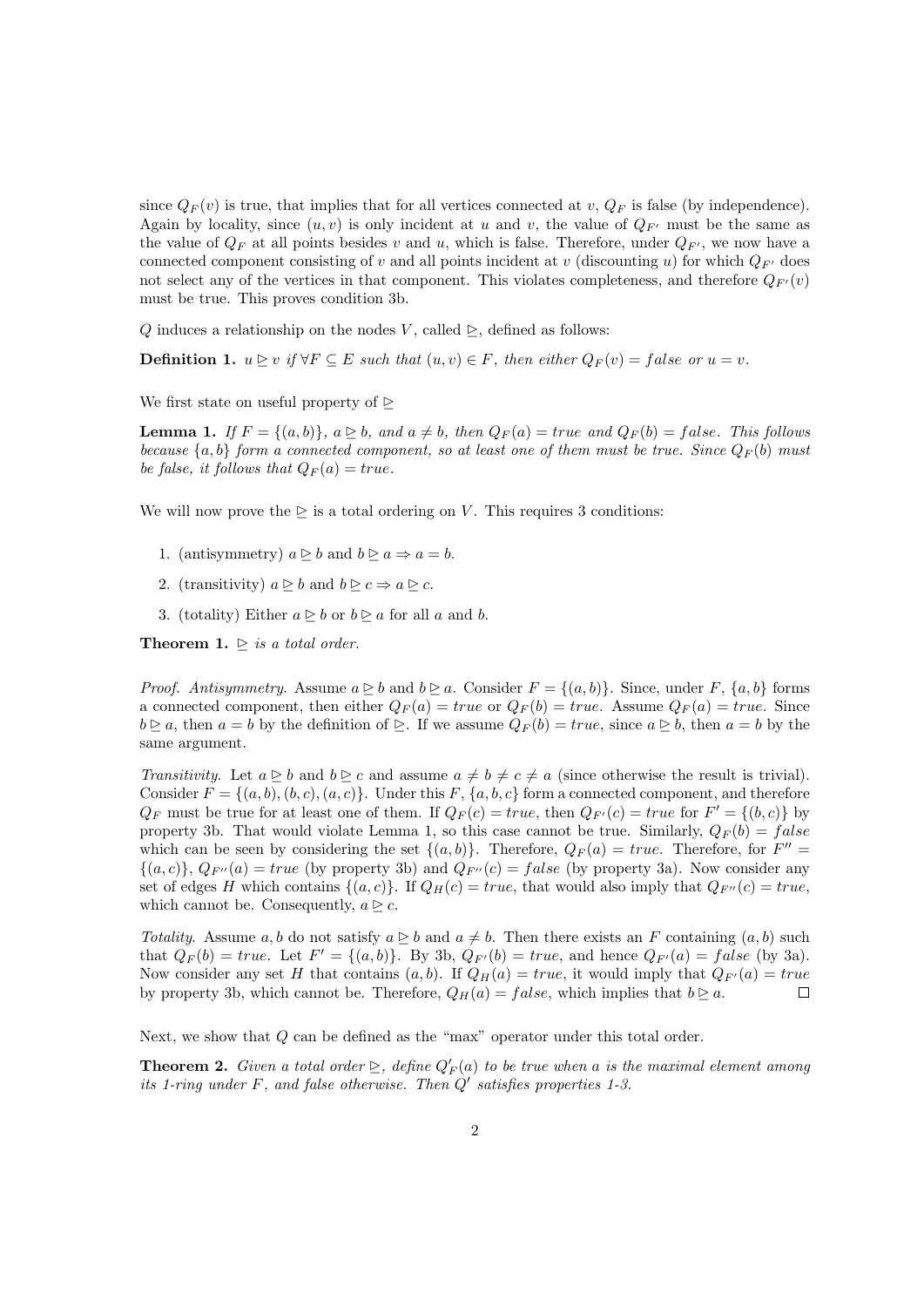since $Q_F(v)$ is true, that implies that for all vertices connected at $v$, $Q_F$ is false (by independence). Again by locality, since $(u, v)$ is only incident at $u$ and $v$, the value of $Q_{F'}$ must be the same as the value of $Q_F$ at all points besides $v$ and $u$, which is false. Therefore, under $Q_{F'}$, we now have a connected component consisting of $v$ and all points incident at $v$ (discounting $u$) for which $Q_{F'}$ does not select any of the vertices in that component. This violates completeness, and therefore $Q_{F'}(v)$ must be true. This proves condition 3b.

$Q$ induces a relationship on the nodes $V$, called $\trianglerighteq$, defined as follows:

**Definition 1.** *$u \trianglerighteq v$ if $\forall F \subseteq E$ such that $(u, v) \in F$, then either $Q_F(v) = false$ or $u = v$.*

We first state on useful property of $\trianglerighteq$

**Lemma 1.** *If $F = \{(a, b)\}$, $a \trianglerighteq b$, and $a \neq b$, then $Q_F(a) = true$ and $Q_F(b) = false$. This follows because $\{a, b\}$ form a connected component, so at least one of them must be true. Since $Q_F(b)$ must be false, it follows that $Q_F(a) = true$.*

We will now prove the $\trianglerighteq$ is a total ordering on $V$. This requires 3 conditions:

1. (antisymmetry) $a \trianglerighteq b$ and $b \trianglerighteq a \Rightarrow a = b$.
2. (transitivity) $a \trianglerighteq b$ and $b \trianglerighteq c \Rightarrow a \trianglerighteq c$.
3. (totality) Either $a \trianglerighteq b$ or $b \trianglerighteq a$ for all $a$ and $b$.

**Theorem 1.** *$\trianglerighteq$ is a total order.*

*Proof. Antisymmetry.* Assume $a \trianglerighteq b$ and $b \trianglerighteq a$. Consider $F = \{(a, b)\}$. Since, under $F$, $\{a, b\}$ forms a connected component, then either $Q_F(a) = true$ or $Q_F(b) = true$. Assume $Q_F(a) = true$. Since $b \trianglerighteq a$, then $a = b$ by the definition of $\trianglerighteq$. If we assume $Q_F(b) = true$, since $a \trianglerighteq b$, then $a = b$ by the same argument.

*Transitivity.* Let $a \trianglerighteq b$ and $b \trianglerighteq c$ and assume $a \neq b \neq c \neq a$ (since otherwise the result is trivial). Consider $F = \{(a, b), (b, c), (a, c)\}$. Under this $F$, $\{a, b, c\}$ form a connected component, and therefore $Q_F$ must be true for at least one of them. If $Q_F(c) = true$, then $Q_{F'}(c) = true$ for $F' = \{(b, c)\}$ by property 3b. That would violate Lemma 1, so this case cannot be true. Similarly, $Q_F(b) = false$ which can be seen by considering the set $\{(a, b)\}$. Therefore, $Q_F(a) = true$. Therefore, for $F'' = \{(a, c)\}$, $Q_{F''}(a) = true$ (by property 3b) and $Q_{F''}(c) = false$ (by property 3a). Now consider any set of edges $H$ which contains $\{(a, c)\}$. If $Q_H(c) = true$, that would also imply that $Q_{F''}(c) = true$, which cannot be. Consequently, $a \trianglerighteq c$.

*Totality.* Assume $a, b$ do not satisfy $a \trianglerighteq b$ and $a \neq b$. Then there exists an $F$ containing $(a, b)$ such that $Q_F(b) = true$. Let $F' = \{(a, b)\}$. By 3b, $Q_{F'}(b) = true$, and hence $Q_{F'}(a) = false$ (by 3a). Now consider any set $H$ that contains $(a, b)$. If $Q_H(a) = true$, it would imply that $Q_{F'}(a) = true$ by property 3b, which cannot be. Therefore, $Q_H(a) = false$, which implies that $b \trianglerighteq a$. ∎

Next, we show that $Q$ can be defined as the "max" operator under this total order.

**Theorem 2.** *Given a total order $\trianglerighteq$, define $Q'_F(a)$ to be true when $a$ is the maximal element among its 1-ring under $F$, and false otherwise. Then $Q'$ satisfies properties 1-3.*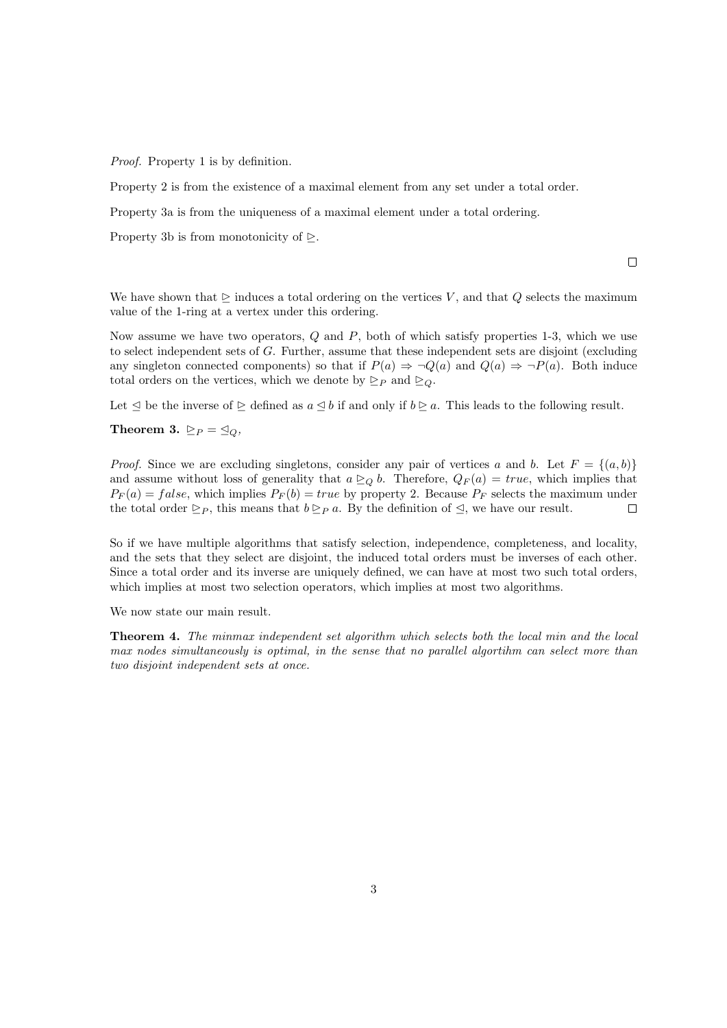*Proof.* Property 1 is by definition.

Property 2 is from the existence of a maximal element from any set under a total order.

Property 3a is from the uniqueness of a maximal element under a total ordering.

Property 3b is from monotonicity of $\trianglerighteq$.

$\square$

We have shown that $\trianglerighteq$ induces a total ordering on the vertices $V$, and that $Q$ selects the maximum value of the 1-ring at a vertex under this ordering.

Now assume we have two operators, $Q$ and $P$, both of which satisfy properties 1-3, which we use to select independent sets of $G$. Further, assume that these independent sets are disjoint (excluding any singleton connected components) so that if $P(a) \Rightarrow \neg Q(a)$ and $Q(a) \Rightarrow \neg P(a)$. Both induce total orders on the vertices, which we denote by $\trianglerighteq_P$ and $\trianglerighteq_Q$.

Let $\trianglelefteq$ be the inverse of $\trianglerighteq$ defined as $a \trianglelefteq b$ if and only if $b \trianglerighteq a$. This leads to the following result.

**Theorem 3.** $\trianglerighteq_P = \trianglelefteq_Q$,

*Proof.* Since we are excluding singletons, consider any pair of vertices $a$ and $b$. Let $F = \{(a, b)\}$ and assume without loss of generality that $a \trianglerighteq_Q b$. Therefore, $Q_F(a) = true$, which implies that $P_F(a) = false$, which implies $P_F(b) = true$ by property 2. Because $P_F$ selects the maximum under the total order $\trianglerighteq_P$, this means that $b \trianglerighteq_P a$. By the definition of $\trianglelefteq$, we have our result. $\square$

So if we have multiple algorithms that satisfy selection, independence, completeness, and locality, and the sets that they select are disjoint, the induced total orders must be inverses of each other. Since a total order and its inverse are uniquely defined, we can have at most two such total orders, which implies at most two selection operators, which implies at most two algorithms.

We now state our main result.

**Theorem 4.** *The minmax independent set algorithm which selects both the local min and the local max nodes simultaneously is optimal, in the sense that no parallel algortihm can select more than two disjoint independent sets at once.*